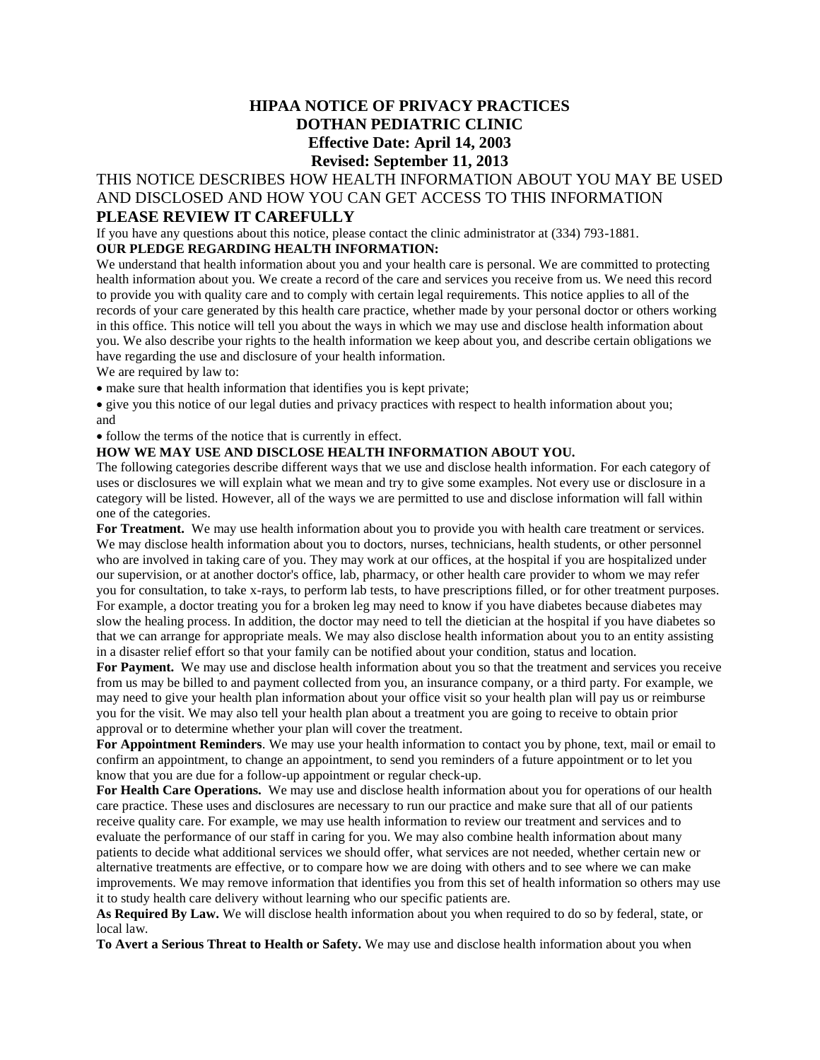# HIPAA NOTICE OF PRIVACY PRACTICES
# DOTHAN PEDIATRIC CLINIC
## Effective Date: April 14, 2003
## Revised: September 11, 2013

THIS NOTICE DESCRIBES HOW HEALTH INFORMATION ABOUT YOU MAY BE USED AND DISCLOSED AND HOW YOU CAN GET ACCESS TO THIS INFORMATION

**PLEASE REVIEW IT CAREFULLY**

If you have any questions about this notice, please contact the clinic administrator at (334) 793-1881.

**OUR PLEDGE REGARDING HEALTH INFORMATION:**

We understand that health information about you and your health care is personal. We are committed to protecting health information about you. We create a record of the care and services you receive from us. We need this record to provide you with quality care and to comply with certain legal requirements. This notice applies to all of the records of your care generated by this health care practice, whether made by your personal doctor or others working in this office. This notice will tell you about the ways in which we may use and disclose health information about you. We also describe your rights to the health information we keep about you, and describe certain obligations we have regarding the use and disclosure of your health information.

We are required by law to:

- make sure that health information that identifies you is kept private;
- give you this notice of our legal duties and privacy practices with respect to health information about you; and
- follow the terms of the notice that is currently in effect.

**HOW WE MAY USE AND DISCLOSE HEALTH INFORMATION ABOUT YOU.**

The following categories describe different ways that we use and disclose health information. For each category of uses or disclosures we will explain what we mean and try to give some examples. Not every use or disclosure in a category will be listed. However, all of the ways we are permitted to use and disclose information will fall within one of the categories.

**For Treatment.** We may use health information about you to provide you with health care treatment or services. We may disclose health information about you to doctors, nurses, technicians, health students, or other personnel who are involved in taking care of you. They may work at our offices, at the hospital if you are hospitalized under our supervision, or at another doctor's office, lab, pharmacy, or other health care provider to whom we may refer you for consultation, to take x-rays, to perform lab tests, to have prescriptions filled, or for other treatment purposes. For example, a doctor treating you for a broken leg may need to know if you have diabetes because diabetes may slow the healing process. In addition, the doctor may need to tell the dietician at the hospital if you have diabetes so that we can arrange for appropriate meals. We may also disclose health information about you to an entity assisting in a disaster relief effort so that your family can be notified about your condition, status and location.

**For Payment.** We may use and disclose health information about you so that the treatment and services you receive from us may be billed to and payment collected from you, an insurance company, or a third party. For example, we may need to give your health plan information about your office visit so your health plan will pay us or reimburse you for the visit. We may also tell your health plan about a treatment you are going to receive to obtain prior approval or to determine whether your plan will cover the treatment.

**For Appointment Reminders**. We may use your health information to contact you by phone, text, mail or email to confirm an appointment, to change an appointment, to send you reminders of a future appointment or to let you know that you are due for a follow-up appointment or regular check-up.

**For Health Care Operations.** We may use and disclose health information about you for operations of our health care practice. These uses and disclosures are necessary to run our practice and make sure that all of our patients receive quality care. For example, we may use health information to review our treatment and services and to evaluate the performance of our staff in caring for you. We may also combine health information about many patients to decide what additional services we should offer, what services are not needed, whether certain new or alternative treatments are effective, or to compare how we are doing with others and to see where we can make improvements. We may remove information that identifies you from this set of health information so others may use it to study health care delivery without learning who our specific patients are.

**As Required By Law.** We will disclose health information about you when required to do so by federal, state, or local law.

**To Avert a Serious Threat to Health or Safety.** We may use and disclose health information about you when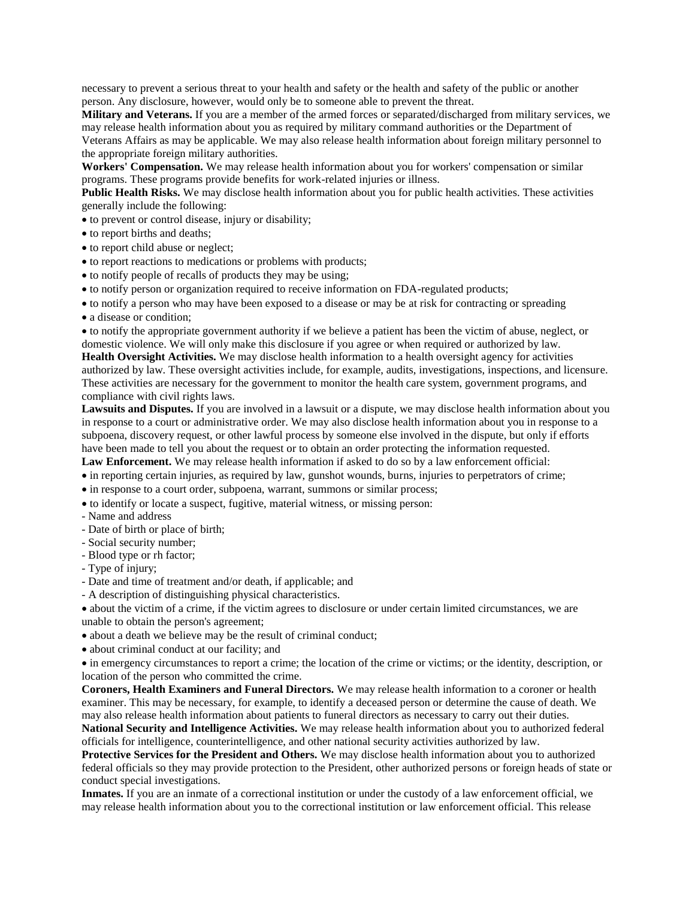necessary to prevent a serious threat to your health and safety or the health and safety of the public or another person. Any disclosure, however, would only be to someone able to prevent the threat.

**Military and Veterans.** If you are a member of the armed forces or separated/discharged from military services, we may release health information about you as required by military command authorities or the Department of Veterans Affairs as may be applicable. We may also release health information about foreign military personnel to the appropriate foreign military authorities.

**Workers' Compensation.** We may release health information about you for workers' compensation or similar programs. These programs provide benefits for work-related injuries or illness.

**Public Health Risks.** We may disclose health information about you for public health activities. These activities generally include the following:

- to prevent or control disease, injury or disability;
- to report births and deaths;
- to report child abuse or neglect;
- to report reactions to medications or problems with products;
- to notify people of recalls of products they may be using;
- to notify person or organization required to receive information on FDA-regulated products;
- to notify a person who may have been exposed to a disease or may be at risk for contracting or spreading
- a disease or condition;
- to notify the appropriate government authority if we believe a patient has been the victim of abuse, neglect, or domestic violence. We will only make this disclosure if you agree or when required or authorized by law.

**Health Oversight Activities.** We may disclose health information to a health oversight agency for activities authorized by law. These oversight activities include, for example, audits, investigations, inspections, and licensure. These activities are necessary for the government to monitor the health care system, government programs, and compliance with civil rights laws.

**Lawsuits and Disputes.** If you are involved in a lawsuit or a dispute, we may disclose health information about you in response to a court or administrative order. We may also disclose health information about you in response to a subpoena, discovery request, or other lawful process by someone else involved in the dispute, but only if efforts have been made to tell you about the request or to obtain an order protecting the information requested.

**Law Enforcement.** We may release health information if asked to do so by a law enforcement official:

- in reporting certain injuries, as required by law, gunshot wounds, burns, injuries to perpetrators of crime;
- in response to a court order, subpoena, warrant, summons or similar process;
- to identify or locate a suspect, fugitive, material witness, or missing person:
  - Name and address
  - Date of birth or place of birth;
  - Social security number;
  - Blood type or rh factor;
  - Type of injury;
  - Date and time of treatment and/or death, if applicable; and
  - A description of distinguishing physical characteristics.
- about the victim of a crime, if the victim agrees to disclosure or under certain limited circumstances, we are unable to obtain the person's agreement;
- about a death we believe may be the result of criminal conduct;
- about criminal conduct at our facility; and
- in emergency circumstances to report a crime; the location of the crime or victims; or the identity, description, or location of the person who committed the crime.

**Coroners, Health Examiners and Funeral Directors.** We may release health information to a coroner or health examiner. This may be necessary, for example, to identify a deceased person or determine the cause of death. We may also release health information about patients to funeral directors as necessary to carry out their duties.

**National Security and Intelligence Activities.** We may release health information about you to authorized federal officials for intelligence, counterintelligence, and other national security activities authorized by law.

**Protective Services for the President and Others.** We may disclose health information about you to authorized federal officials so they may provide protection to the President, other authorized persons or foreign heads of state or conduct special investigations.

**Inmates.** If you are an inmate of a correctional institution or under the custody of a law enforcement official, we may release health information about you to the correctional institution or law enforcement official. This release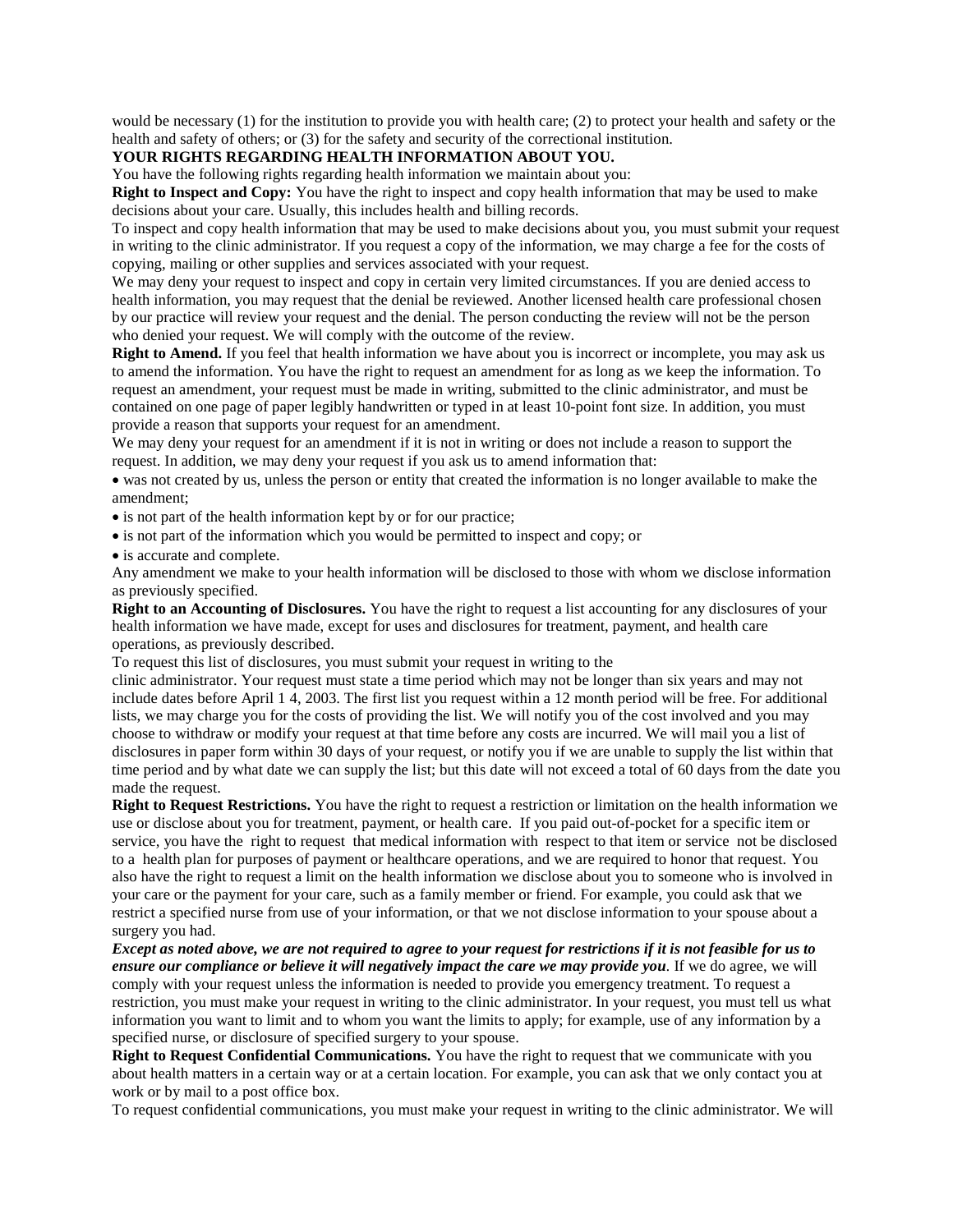would be necessary (1) for the institution to provide you with health care; (2) to protect your health and safety or the health and safety of others; or (3) for the safety and security of the correctional institution.

**YOUR RIGHTS REGARDING HEALTH INFORMATION ABOUT YOU.**

You have the following rights regarding health information we maintain about you:

**Right to Inspect and Copy:** You have the right to inspect and copy health information that may be used to make decisions about your care. Usually, this includes health and billing records.

To inspect and copy health information that may be used to make decisions about you, you must submit your request in writing to the clinic administrator. If you request a copy of the information, we may charge a fee for the costs of copying, mailing or other supplies and services associated with your request.

We may deny your request to inspect and copy in certain very limited circumstances. If you are denied access to health information, you may request that the denial be reviewed. Another licensed health care professional chosen by our practice will review your request and the denial. The person conducting the review will not be the person who denied your request. We will comply with the outcome of the review.

**Right to Amend.** If you feel that health information we have about you is incorrect or incomplete, you may ask us to amend the information. You have the right to request an amendment for as long as we keep the information. To request an amendment, your request must be made in writing, submitted to the clinic administrator, and must be contained on one page of paper legibly handwritten or typed in at least 10-point font size. In addition, you must provide a reason that supports your request for an amendment.

We may deny your request for an amendment if it is not in writing or does not include a reason to support the request. In addition, we may deny your request if you ask us to amend information that:

- was not created by us, unless the person or entity that created the information is no longer available to make the amendment;
- is not part of the health information kept by or for our practice;
- is not part of the information which you would be permitted to inspect and copy; or
- is accurate and complete.

Any amendment we make to your health information will be disclosed to those with whom we disclose information as previously specified.

**Right to an Accounting of Disclosures.** You have the right to request a list accounting for any disclosures of your health information we have made, except for uses and disclosures for treatment, payment, and health care operations, as previously described.

To request this list of disclosures, you must submit your request in writing to the clinic administrator. Your request must state a time period which may not be longer than six years and may not include dates before April 1 4, 2003. The first list you request within a 12 month period will be free. For additional lists, we may charge you for the costs of providing the list. We will notify you of the cost involved and you may choose to withdraw or modify your request at that time before any costs are incurred. We will mail you a list of disclosures in paper form within 30 days of your request, or notify you if we are unable to supply the list within that time period and by what date we can supply the list; but this date will not exceed a total of 60 days from the date you made the request.

**Right to Request Restrictions.** You have the right to request a restriction or limitation on the health information we use or disclose about you for treatment, payment, or health care. If you paid out-of-pocket for a specific item or service, you have the right to request that medical information with respect to that item or service not be disclosed to a health plan for purposes of payment or healthcare operations, and we are required to honor that request. You also have the right to request a limit on the health information we disclose about you to someone who is involved in your care or the payment for your care, such as a family member or friend. For example, you could ask that we restrict a specified nurse from use of your information, or that we not disclose information to your spouse about a surgery you had.

***Except as noted above, we are not required to agree to your request for restrictions if it is not feasible for us to ensure our compliance or believe it will negatively impact the care we may provide you***. If we do agree, we will comply with your request unless the information is needed to provide you emergency treatment. To request a restriction, you must make your request in writing to the clinic administrator. In your request, you must tell us what information you want to limit and to whom you want the limits to apply; for example, use of any information by a specified nurse, or disclosure of specified surgery to your spouse.

**Right to Request Confidential Communications.** You have the right to request that we communicate with you about health matters in a certain way or at a certain location. For example, you can ask that we only contact you at work or by mail to a post office box.

To request confidential communications, you must make your request in writing to the clinic administrator. We will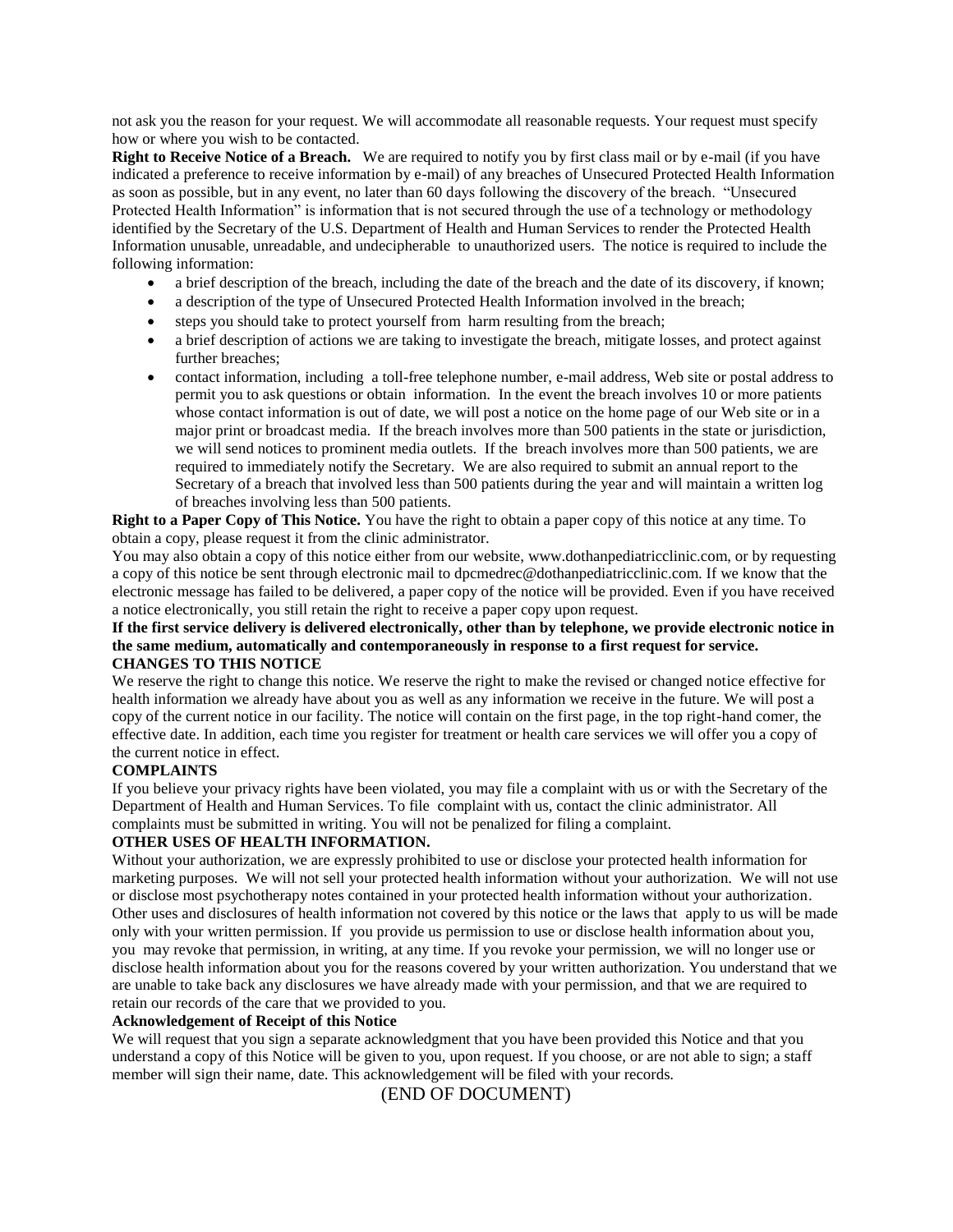not ask you the reason for your request. We will accommodate all reasonable requests. Your request must specify how or where you wish to be contacted.

**Right to Receive Notice of a Breach.** We are required to notify you by first class mail or by e-mail (if you have indicated a preference to receive information by e-mail) of any breaches of Unsecured Protected Health Information as soon as possible, but in any event, no later than 60 days following the discovery of the breach. "Unsecured Protected Health Information" is information that is not secured through the use of a technology or methodology identified by the Secretary of the U.S. Department of Health and Human Services to render the Protected Health Information unusable, unreadable, and undecipherable to unauthorized users. The notice is required to include the following information:

- a brief description of the breach, including the date of the breach and the date of its discovery, if known;
- a description of the type of Unsecured Protected Health Information involved in the breach;
- steps you should take to protect yourself from harm resulting from the breach;
- a brief description of actions we are taking to investigate the breach, mitigate losses, and protect against further breaches;
- contact information, including a toll-free telephone number, e-mail address, Web site or postal address to permit you to ask questions or obtain information. In the event the breach involves 10 or more patients whose contact information is out of date, we will post a notice on the home page of our Web site or in a major print or broadcast media. If the breach involves more than 500 patients in the state or jurisdiction, we will send notices to prominent media outlets. If the breach involves more than 500 patients, we are required to immediately notify the Secretary. We are also required to submit an annual report to the Secretary of a breach that involved less than 500 patients during the year and will maintain a written log of breaches involving less than 500 patients.

**Right to a Paper Copy of This Notice.** You have the right to obtain a paper copy of this notice at any time. To obtain a copy, please request it from the clinic administrator.

You may also obtain a copy of this notice either from our website, www.dothanpediatricclinic.com, or by requesting a copy of this notice be sent through electronic mail to dpcmedrec@dothanpediatricclinic.com. If we know that the electronic message has failed to be delivered, a paper copy of the notice will be provided. Even if you have received a notice electronically, you still retain the right to receive a paper copy upon request.

**If the first service delivery is delivered electronically, other than by telephone, we provide electronic notice in the same medium, automatically and contemporaneously in response to a first request for service.**

**CHANGES TO THIS NOTICE**

We reserve the right to change this notice. We reserve the right to make the revised or changed notice effective for health information we already have about you as well as any information we receive in the future. We will post a copy of the current notice in our facility. The notice will contain on the first page, in the top right-hand comer, the effective date. In addition, each time you register for treatment or health care services we will offer you a copy of the current notice in effect.

**COMPLAINTS**

If you believe your privacy rights have been violated, you may file a complaint with us or with the Secretary of the Department of Health and Human Services. To file complaint with us, contact the clinic administrator. All complaints must be submitted in writing. You will not be penalized for filing a complaint.

**OTHER USES OF HEALTH INFORMATION.**

Without your authorization, we are expressly prohibited to use or disclose your protected health information for marketing purposes. We will not sell your protected health information without your authorization. We will not use or disclose most psychotherapy notes contained in your protected health information without your authorization. Other uses and disclosures of health information not covered by this notice or the laws that apply to us will be made only with your written permission. If you provide us permission to use or disclose health information about you, you may revoke that permission, in writing, at any time. If you revoke your permission, we will no longer use or disclose health information about you for the reasons covered by your written authorization. You understand that we are unable to take back any disclosures we have already made with your permission, and that we are required to retain our records of the care that we provided to you.

**Acknowledgement of Receipt of this Notice**

We will request that you sign a separate acknowledgment that you have been provided this Notice and that you understand a copy of this Notice will be given to you, upon request. If you choose, or are not able to sign; a staff member will sign their name, date. This acknowledgement will be filed with your records.

(END OF DOCUMENT)